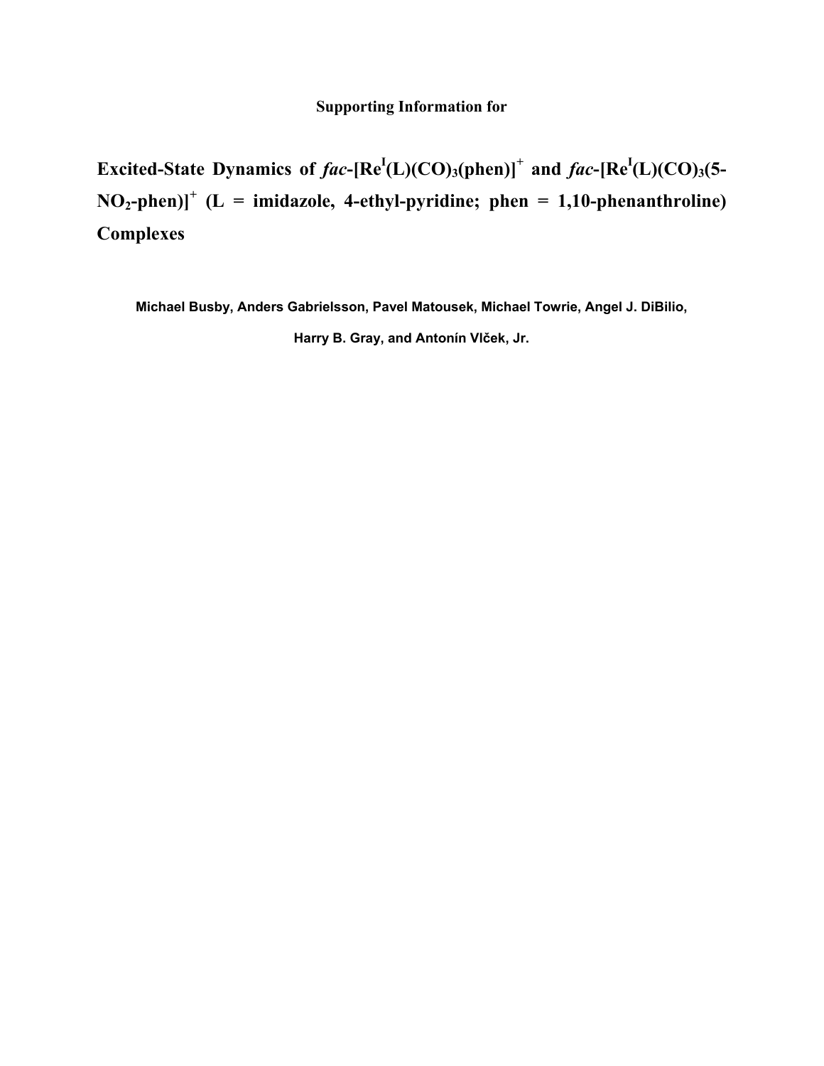**Supporting Information for**

# Excited-State Dynamics of *fac*-$[Re^{I}(L)(CO)_3(phen)]^+$ and *fac*-$[Re^{I}(L)(CO)_3(5\text{-}NO_2\text{-}phen)]^+$ (L = imidazole, 4-ethyl-pyridine; phen = 1,10-phenanthroline) Complexes

**Michael Busby, Anders Gabrielsson, Pavel Matousek, Michael Towrie, Angel J. DiBilio, Harry B. Gray, and Antonín Vlček, Jr.**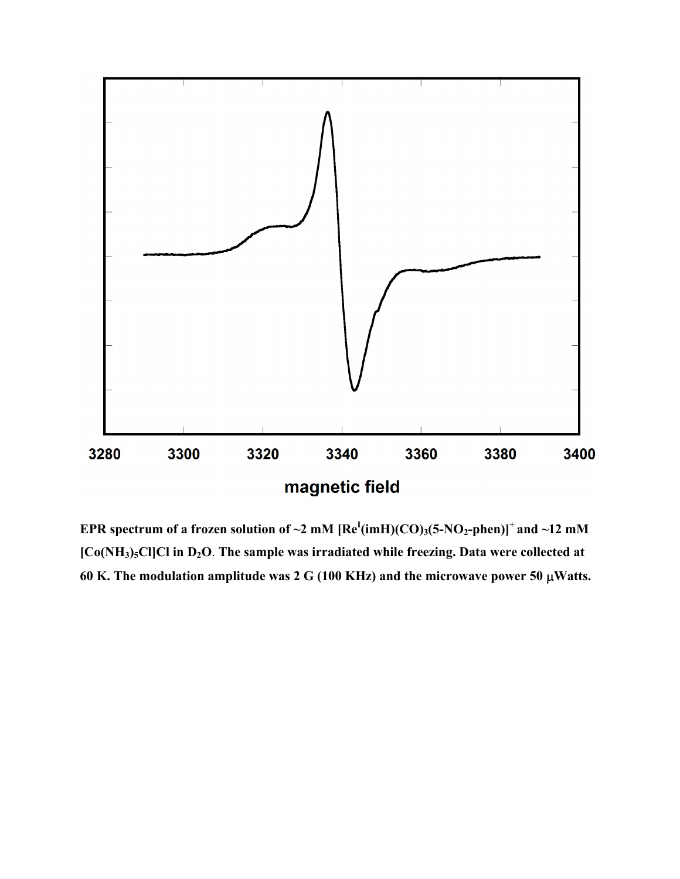3280 3300 3320 3340 3360 3380 3400

magnetic field

**EPR spectrum of a frozen solution of ~2 mM $[Re^{I}(imH)(CO)_3(5\text{-}NO_2\text{-}phen)]^+$ and ~12 mM $[Co(NH_3)_5Cl]Cl$ in $D_2O$. The sample was irradiated while freezing. Data were collected at 60 K. The modulation amplitude was 2 G (100 KHz) and the microwave power 50 μWatts.**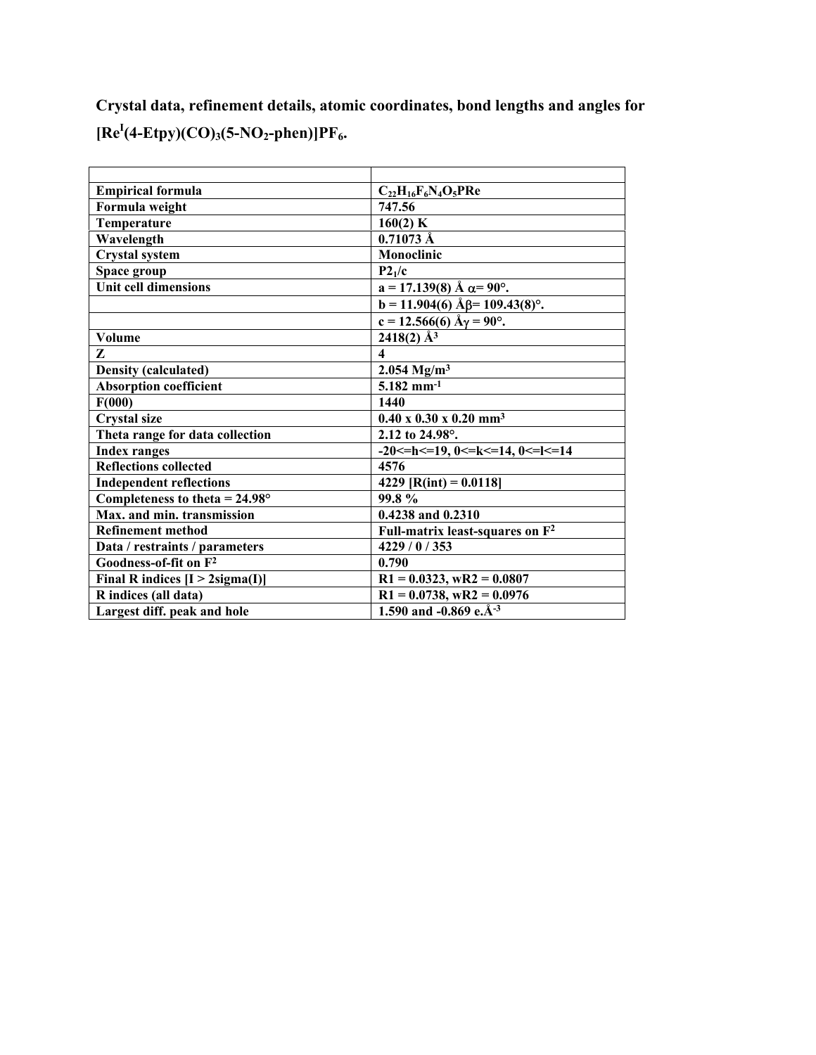**Crystal data, refinement details, atomic coordinates, bond lengths and angles for $[Re^{I}(4\text{-Etpy})(CO)_3(5\text{-}NO_2\text{-phen})]PF_6$.**

| | |
|---|---|
| **Empirical formula** | **$C_{22}H_{16}F_6N_4O_5PRe$** |
| **Formula weight** | **747.56** |
| **Temperature** | **160(2) K** |
| **Wavelength** | **0.71073 Å** |
| **Crystal system** | **Monoclinic** |
| **Space group** | **$P2_1/c$** |
| **Unit cell dimensions** | **a = 17.139(8) Å $\alpha$= 90°.** |
| | **b = 11.904(6) Å$\beta$= 109.43(8)°.** |
| | **c = 12.566(6) Å$\gamma$ = 90°.** |
| **Volume** | **2418(2) Å$^3$** |
| **Z** | **4** |
| **Density (calculated)** | **2.054 Mg/m$^3$** |
| **Absorption coefficient** | **5.182 mm$^{-1}$** |
| **F(000)** | **1440** |
| **Crystal size** | **0.40 x 0.30 x 0.20 mm$^3$** |
| **Theta range for data collection** | **2.12 to 24.98°.** |
| **Index ranges** | **-20<=h<=19, 0<=k<=14, 0<=l<=14** |
| **Reflections collected** | **4576** |
| **Independent reflections** | **4229 [R(int) = 0.0118]** |
| **Completeness to theta = 24.98°** | **99.8 %** |
| **Max. and min. transmission** | **0.4238 and 0.2310** |
| **Refinement method** | **Full-matrix least-squares on F$^2$** |
| **Data / restraints / parameters** | **4229 / 0 / 353** |
| **Goodness-of-fit on F$^2$** | **0.790** |
| **Final R indices [I > 2sigma(I)]** | **R1 = 0.0323, wR2 = 0.0807** |
| **R indices (all data)** | **R1 = 0.0738, wR2 = 0.0976** |
| **Largest diff. peak and hole** | **1.590 and -0.869 e.Å$^{-3}$** |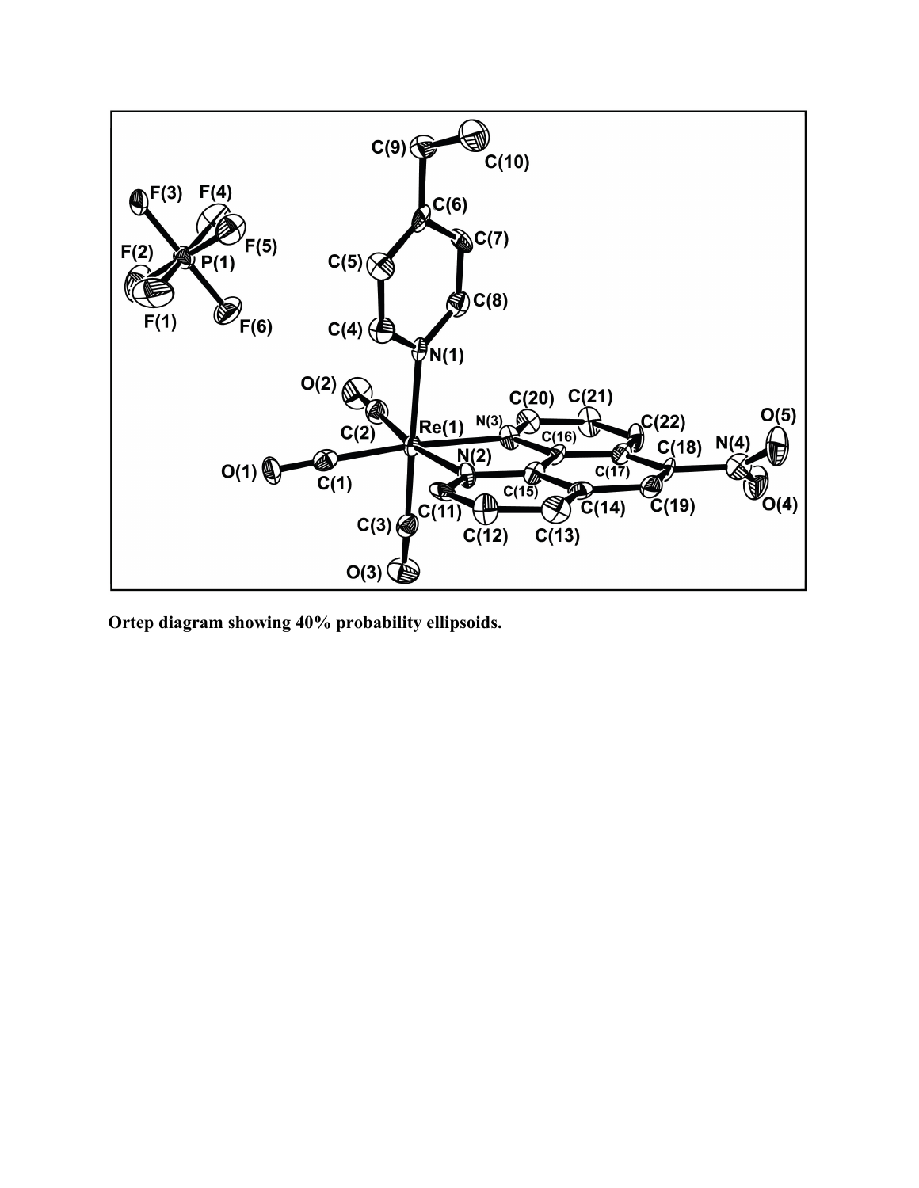Ortep diagram showing 40% probability ellipsoids.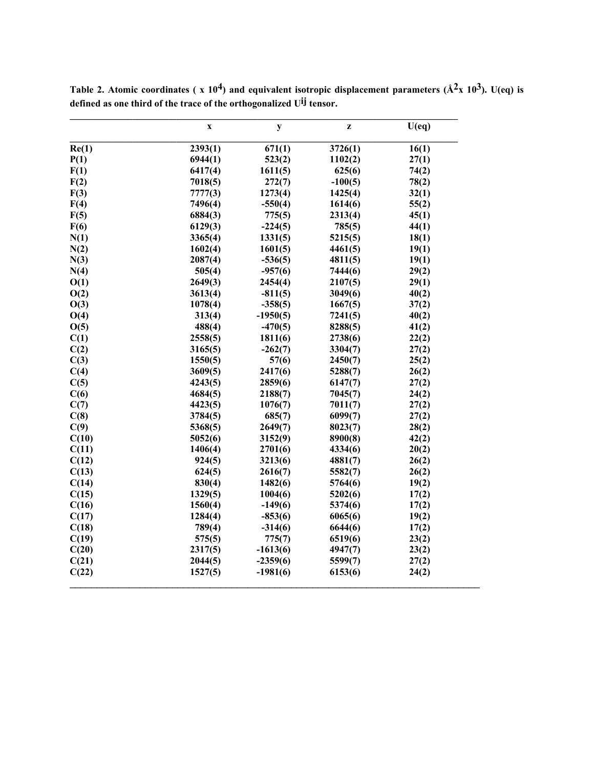**Table 2. Atomic coordinates ( x $10^4$) and equivalent isotropic displacement parameters ($Å^2$x $10^3$). U(eq) is defined as one third of the trace of the orthogonalized $U^{ij}$ tensor.**

| | x | y | z | U(eq) |
|---|---|---|---|---|
| Re(1) | 2393(1) | 671(1) | 3726(1) | 16(1) |
| P(1) | 6944(1) | 523(2) | 1102(2) | 27(1) |
| F(1) | 6417(4) | 1611(5) | 625(6) | 74(2) |
| F(2) | 7018(5) | 272(7) | -100(5) | 78(2) |
| F(3) | 7777(3) | 1273(4) | 1425(4) | 32(1) |
| F(4) | 7496(4) | -550(4) | 1614(6) | 55(2) |
| F(5) | 6884(3) | 775(5) | 2313(4) | 45(1) |
| F(6) | 6129(3) | -224(5) | 785(5) | 44(1) |
| N(1) | 3365(4) | 1331(5) | 5215(5) | 18(1) |
| N(2) | 1602(4) | 1601(5) | 4461(5) | 19(1) |
| N(3) | 2087(4) | -536(5) | 4811(5) | 19(1) |
| N(4) | 505(4) | -957(6) | 7444(6) | 29(2) |
| O(1) | 2649(3) | 2454(4) | 2107(5) | 29(1) |
| O(2) | 3613(4) | -811(5) | 3049(6) | 40(2) |
| O(3) | 1078(4) | -358(5) | 1667(5) | 37(2) |
| O(4) | 313(4) | -1950(5) | 7241(5) | 40(2) |
| O(5) | 488(4) | -470(5) | 8288(5) | 41(2) |
| C(1) | 2558(5) | 1811(6) | 2738(6) | 22(2) |
| C(2) | 3165(5) | -262(7) | 3304(7) | 27(2) |
| C(3) | 1550(5) | 57(6) | 2450(7) | 25(2) |
| C(4) | 3609(5) | 2417(6) | 5288(7) | 26(2) |
| C(5) | 4243(5) | 2859(6) | 6147(7) | 27(2) |
| C(6) | 4684(5) | 2188(7) | 7045(7) | 24(2) |
| C(7) | 4423(5) | 1076(7) | 7011(7) | 27(2) |
| C(8) | 3784(5) | 685(7) | 6099(7) | 27(2) |
| C(9) | 5368(5) | 2649(7) | 8023(7) | 28(2) |
| C(10) | 5052(6) | 3152(9) | 8900(8) | 42(2) |
| C(11) | 1406(4) | 2701(6) | 4334(6) | 20(2) |
| C(12) | 924(5) | 3213(6) | 4881(7) | 26(2) |
| C(13) | 624(5) | 2616(7) | 5582(7) | 26(2) |
| C(14) | 830(4) | 1482(6) | 5764(6) | 19(2) |
| C(15) | 1329(5) | 1004(6) | 5202(6) | 17(2) |
| C(16) | 1560(4) | -149(6) | 5374(6) | 17(2) |
| C(17) | 1284(4) | -853(6) | 6065(6) | 19(2) |
| C(18) | 789(4) | -314(6) | 6644(6) | 17(2) |
| C(19) | 575(5) | 775(7) | 6519(6) | 23(2) |
| C(20) | 2317(5) | -1613(6) | 4947(7) | 23(2) |
| C(21) | 2044(5) | -2359(6) | 5599(7) | 27(2) |
| C(22) | 1527(5) | -1981(6) | 6153(6) | 24(2) |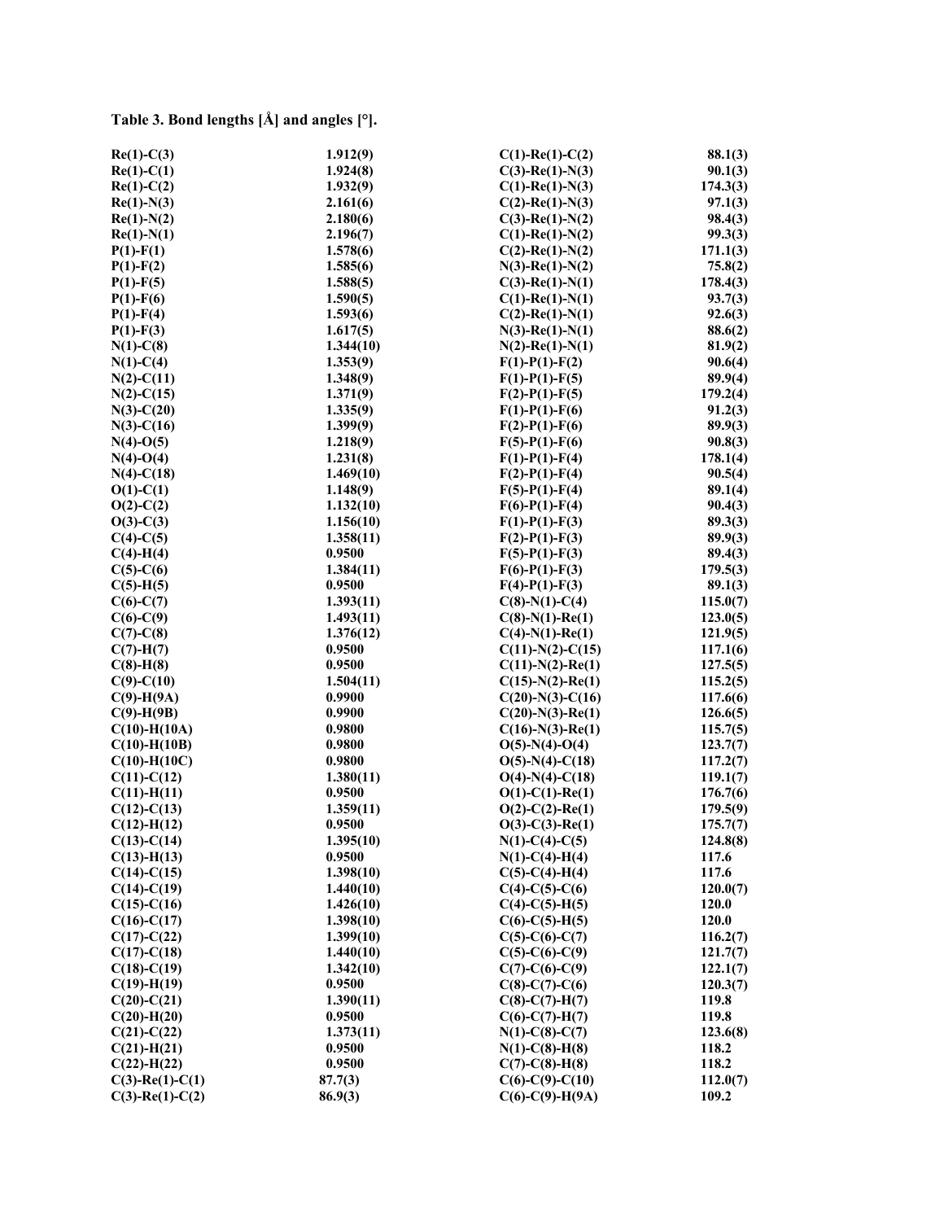**Table 3. Bond lengths [Å] and angles [°].**

| Bond | Length | Angle | Value |
|---|---|---|---|
| Re(1)-C(3) | 1.912(9) | C(1)-Re(1)-C(2) | 88.1(3) |
| Re(1)-C(1) | 1.924(8) | C(3)-Re(1)-N(3) | 90.1(3) |
| Re(1)-C(2) | 1.932(9) | C(1)-Re(1)-N(3) | 174.3(3) |
| Re(1)-N(3) | 2.161(6) | C(2)-Re(1)-N(3) | 97.1(3) |
| Re(1)-N(2) | 2.180(6) | C(3)-Re(1)-N(2) | 98.4(3) |
| Re(1)-N(1) | 2.196(7) | C(1)-Re(1)-N(2) | 99.3(3) |
| P(1)-F(1) | 1.578(6) | C(2)-Re(1)-N(2) | 171.1(3) |
| P(1)-F(2) | 1.585(6) | N(3)-Re(1)-N(2) | 75.8(2) |
| P(1)-F(5) | 1.588(5) | C(3)-Re(1)-N(1) | 178.4(3) |
| P(1)-F(6) | 1.590(5) | C(1)-Re(1)-N(1) | 93.7(3) |
| P(1)-F(4) | 1.593(6) | C(2)-Re(1)-N(1) | 92.6(3) |
| P(1)-F(3) | 1.617(5) | N(3)-Re(1)-N(1) | 88.6(2) |
| N(1)-C(8) | 1.344(10) | N(2)-Re(1)-N(1) | 81.9(2) |
| N(1)-C(4) | 1.353(9) | F(1)-P(1)-F(2) | 90.6(4) |
| N(2)-C(11) | 1.348(9) | F(1)-P(1)-F(5) | 89.9(4) |
| N(2)-C(15) | 1.371(9) | F(2)-P(1)-F(5) | 179.2(4) |
| N(3)-C(20) | 1.335(9) | F(1)-P(1)-F(6) | 91.2(3) |
| N(3)-C(16) | 1.399(9) | F(2)-P(1)-F(6) | 89.9(3) |
| N(4)-O(5) | 1.218(9) | F(5)-P(1)-F(6) | 90.8(3) |
| N(4)-O(4) | 1.231(8) | F(1)-P(1)-F(4) | 178.1(4) |
| N(4)-C(18) | 1.469(10) | F(2)-P(1)-F(4) | 90.5(4) |
| O(1)-C(1) | 1.148(9) | F(5)-P(1)-F(4) | 89.1(4) |
| O(2)-C(2) | 1.132(10) | F(6)-P(1)-F(4) | 90.4(3) |
| O(3)-C(3) | 1.156(10) | F(1)-P(1)-F(3) | 89.3(3) |
| C(4)-C(5) | 1.358(11) | F(2)-P(1)-F(3) | 89.9(3) |
| C(4)-H(4) | 0.9500 | F(5)-P(1)-F(3) | 89.4(3) |
| C(5)-C(6) | 1.384(11) | F(6)-P(1)-F(3) | 179.5(3) |
| C(5)-H(5) | 0.9500 | F(4)-P(1)-F(3) | 89.1(3) |
| C(6)-C(7) | 1.393(11) | C(8)-N(1)-C(4) | 115.0(7) |
| C(6)-C(9) | 1.493(11) | C(8)-N(1)-Re(1) | 123.0(5) |
| C(7)-C(8) | 1.376(12) | C(4)-N(1)-Re(1) | 121.9(5) |
| C(7)-H(7) | 0.9500 | C(11)-N(2)-C(15) | 117.1(6) |
| C(8)-H(8) | 0.9500 | C(11)-N(2)-Re(1) | 127.5(5) |
| C(9)-C(10) | 1.504(11) | C(15)-N(2)-Re(1) | 115.2(5) |
| C(9)-H(9A) | 0.9900 | C(20)-N(3)-C(16) | 117.6(6) |
| C(9)-H(9B) | 0.9900 | C(20)-N(3)-Re(1) | 126.6(5) |
| C(10)-H(10A) | 0.9800 | C(16)-N(3)-Re(1) | 115.7(5) |
| C(10)-H(10B) | 0.9800 | O(5)-N(4)-O(4) | 123.7(7) |
| C(10)-H(10C) | 0.9800 | O(5)-N(4)-C(18) | 117.2(7) |
| C(11)-C(12) | 1.380(11) | O(4)-N(4)-C(18) | 119.1(7) |
| C(11)-H(11) | 0.9500 | O(1)-C(1)-Re(1) | 176.7(6) |
| C(12)-C(13) | 1.359(11) | O(2)-C(2)-Re(1) | 179.5(9) |
| C(12)-H(12) | 0.9500 | O(3)-C(3)-Re(1) | 175.7(7) |
| C(13)-C(14) | 1.395(10) | N(1)-C(4)-C(5) | 124.8(8) |
| C(13)-H(13) | 0.9500 | N(1)-C(4)-H(4) | 117.6 |
| C(14)-C(15) | 1.398(10) | C(5)-C(4)-H(4) | 117.6 |
| C(14)-C(19) | 1.440(10) | C(4)-C(5)-C(6) | 120.0(7) |
| C(15)-C(16) | 1.426(10) | C(4)-C(5)-H(5) | 120.0 |
| C(16)-C(17) | 1.398(10) | C(6)-C(5)-H(5) | 120.0 |
| C(17)-C(22) | 1.399(10) | C(5)-C(6)-C(7) | 116.2(7) |
| C(17)-C(18) | 1.440(10) | C(5)-C(6)-C(9) | 121.7(7) |
| C(18)-C(19) | 1.342(10) | C(7)-C(6)-C(9) | 122.1(7) |
| C(19)-H(19) | 0.9500 | C(8)-C(7)-C(6) | 120.3(7) |
| C(20)-C(21) | 1.390(11) | C(8)-C(7)-H(7) | 119.8 |
| C(20)-H(20) | 0.9500 | C(6)-C(7)-H(7) | 119.8 |
| C(21)-C(22) | 1.373(11) | N(1)-C(8)-C(7) | 123.6(8) |
| C(21)-H(21) | 0.9500 | N(1)-C(8)-H(8) | 118.2 |
| C(22)-H(22) | 0.9500 | C(7)-C(8)-H(8) | 118.2 |
| C(3)-Re(1)-C(1) | 87.7(3) | C(6)-C(9)-C(10) | 112.0(7) |
| C(3)-Re(1)-C(2) | 86.9(3) | C(6)-C(9)-H(9A) | 109.2 |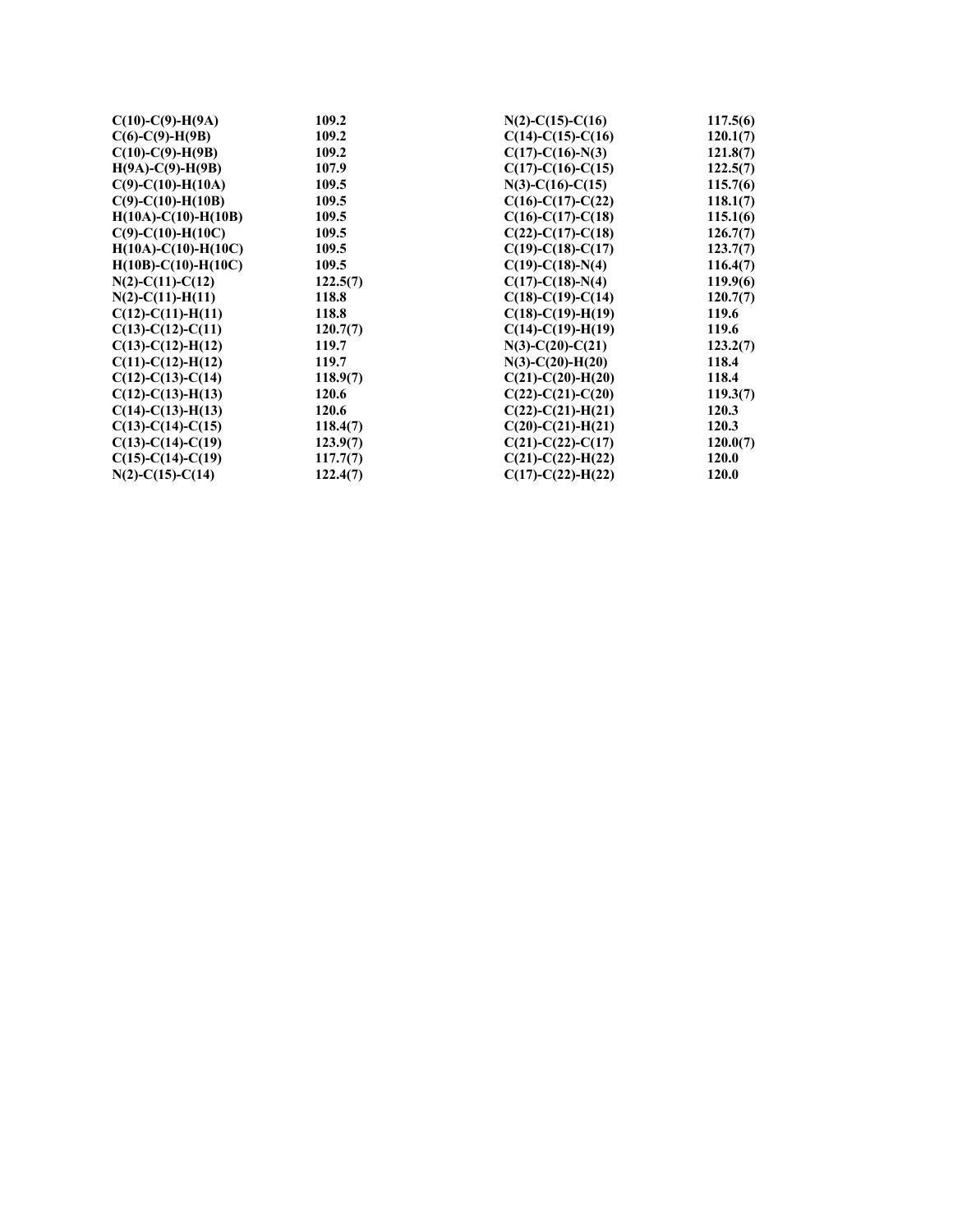| | | | |
|---|---|---|---|
| C(10)-C(9)-H(9A) | 109.2 | N(2)-C(15)-C(16) | 117.5(6) |
| C(6)-C(9)-H(9B) | 109.2 | C(14)-C(15)-C(16) | 120.1(7) |
| C(10)-C(9)-H(9B) | 109.2 | C(17)-C(16)-N(3) | 121.8(7) |
| H(9A)-C(9)-H(9B) | 107.9 | C(17)-C(16)-C(15) | 122.5(7) |
| C(9)-C(10)-H(10A) | 109.5 | N(3)-C(16)-C(15) | 115.7(6) |
| C(9)-C(10)-H(10B) | 109.5 | C(16)-C(17)-C(22) | 118.1(7) |
| H(10A)-C(10)-H(10B) | 109.5 | C(16)-C(17)-C(18) | 115.1(6) |
| C(9)-C(10)-H(10C) | 109.5 | C(22)-C(17)-C(18) | 126.7(7) |
| H(10A)-C(10)-H(10C) | 109.5 | C(19)-C(18)-C(17) | 123.7(7) |
| H(10B)-C(10)-H(10C) | 109.5 | C(19)-C(18)-N(4) | 116.4(7) |
| N(2)-C(11)-C(12) | 122.5(7) | C(17)-C(18)-N(4) | 119.9(6) |
| N(2)-C(11)-H(11) | 118.8 | C(18)-C(19)-C(14) | 120.7(7) |
| C(12)-C(11)-H(11) | 118.8 | C(18)-C(19)-H(19) | 119.6 |
| C(13)-C(12)-C(11) | 120.7(7) | C(14)-C(19)-H(19) | 119.6 |
| C(13)-C(12)-H(12) | 119.7 | N(3)-C(20)-C(21) | 123.2(7) |
| C(11)-C(12)-H(12) | 119.7 | N(3)-C(20)-H(20) | 118.4 |
| C(12)-C(13)-C(14) | 118.9(7) | C(21)-C(20)-H(20) | 118.4 |
| C(12)-C(13)-H(13) | 120.6 | C(22)-C(21)-C(20) | 119.3(7) |
| C(14)-C(13)-H(13) | 120.6 | C(22)-C(21)-H(21) | 120.3 |
| C(13)-C(14)-C(15) | 118.4(7) | C(20)-C(21)-H(21) | 120.3 |
| C(13)-C(14)-C(19) | 123.9(7) | C(21)-C(22)-C(17) | 120.0(7) |
| C(15)-C(14)-C(19) | 117.7(7) | C(21)-C(22)-H(22) | 120.0 |
| N(2)-C(15)-C(14) | 122.4(7) | C(17)-C(22)-H(22) | 120.0 |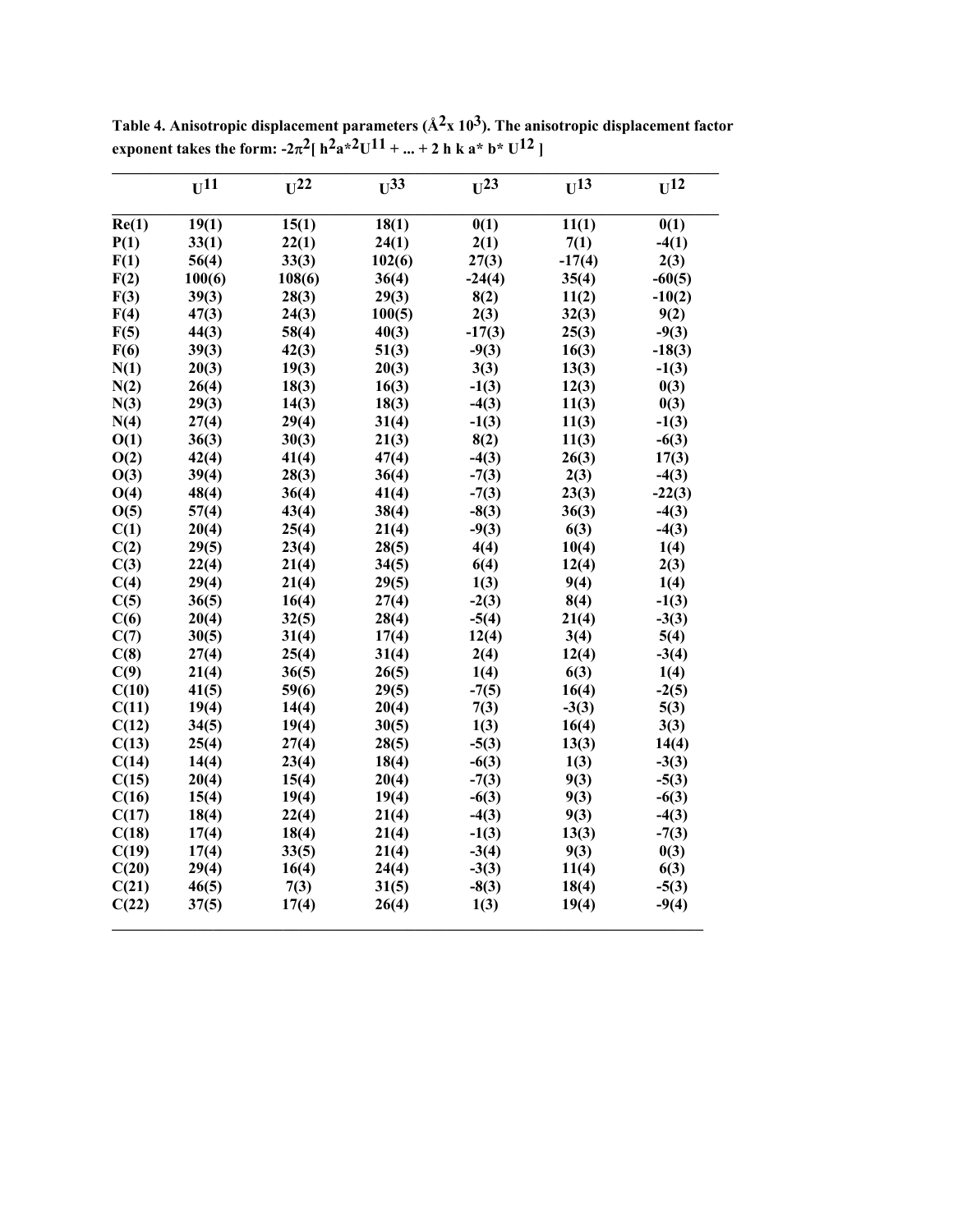**Table 4. Anisotropic displacement parameters ($Å^2 x 10^3$). The anisotropic displacement factor exponent takes the form: $-2\pi^2[ h^2a^{*2}U^{11} + ... + 2 h k a^* b^* U^{12} ]$**

| | $U^{11}$ | $U^{22}$ | $U^{33}$ | $U^{23}$ | $U^{13}$ | $U^{12}$ |
|---|---|---|---|---|---|---|
| Re(1) | 19(1) | 15(1) | 18(1) | 0(1) | 11(1) | 0(1) |
| P(1) | 33(1) | 22(1) | 24(1) | 2(1) | 7(1) | -4(1) |
| F(1) | 56(4) | 33(3) | 102(6) | 27(3) | -17(4) | 2(3) |
| F(2) | 100(6) | 108(6) | 36(4) | -24(4) | 35(4) | -60(5) |
| F(3) | 39(3) | 28(3) | 29(3) | 8(2) | 11(2) | -10(2) |
| F(4) | 47(3) | 24(3) | 100(5) | 2(3) | 32(3) | 9(2) |
| F(5) | 44(3) | 58(4) | 40(3) | -17(3) | 25(3) | -9(3) |
| F(6) | 39(3) | 42(3) | 51(3) | -9(3) | 16(3) | -18(3) |
| N(1) | 20(3) | 19(3) | 20(3) | 3(3) | 13(3) | -1(3) |
| N(2) | 26(4) | 18(3) | 16(3) | -1(3) | 12(3) | 0(3) |
| N(3) | 29(3) | 14(3) | 18(3) | -4(3) | 11(3) | 0(3) |
| N(4) | 27(4) | 29(4) | 31(4) | -1(3) | 11(3) | -1(3) |
| O(1) | 36(3) | 30(3) | 21(3) | 8(2) | 11(3) | -6(3) |
| O(2) | 42(4) | 41(4) | 47(4) | -4(3) | 26(3) | 17(3) |
| O(3) | 39(4) | 28(3) | 36(4) | -7(3) | 2(3) | -4(3) |
| O(4) | 48(4) | 36(4) | 41(4) | -7(3) | 23(3) | -22(3) |
| O(5) | 57(4) | 43(4) | 38(4) | -8(3) | 36(3) | -4(3) |
| C(1) | 20(4) | 25(4) | 21(4) | -9(3) | 6(3) | -4(3) |
| C(2) | 29(5) | 23(4) | 28(5) | 4(4) | 10(4) | 1(4) |
| C(3) | 22(4) | 21(4) | 34(5) | 6(4) | 12(4) | 2(3) |
| C(4) | 29(4) | 21(4) | 29(5) | 1(3) | 9(4) | 1(4) |
| C(5) | 36(5) | 16(4) | 27(4) | -2(3) | 8(4) | -1(3) |
| C(6) | 20(4) | 32(5) | 28(4) | -5(4) | 21(4) | -3(3) |
| C(7) | 30(5) | 31(4) | 17(4) | 12(4) | 3(4) | 5(4) |
| C(8) | 27(4) | 25(4) | 31(4) | 2(4) | 12(4) | -3(4) |
| C(9) | 21(4) | 36(5) | 26(5) | 1(4) | 6(3) | 1(4) |
| C(10) | 41(5) | 59(6) | 29(5) | -7(5) | 16(4) | -2(5) |
| C(11) | 19(4) | 14(4) | 20(4) | 7(3) | -3(3) | 5(3) |
| C(12) | 34(5) | 19(4) | 30(5) | 1(3) | 16(4) | 3(3) |
| C(13) | 25(4) | 27(4) | 28(5) | -5(3) | 13(4) | 14(4) |
| C(14) | 14(4) | 23(4) | 18(4) | -6(3) | 1(3) | -3(3) |
| C(15) | 20(4) | 15(4) | 20(4) | -7(3) | 9(3) | -5(3) |
| C(16) | 15(4) | 19(4) | 19(4) | -6(3) | 9(3) | -6(3) |
| C(17) | 18(4) | 22(4) | 21(4) | -4(3) | 9(3) | -4(3) |
| C(18) | 17(4) | 18(4) | 21(4) | -1(3) | 13(3) | -7(3) |
| C(19) | 17(4) | 33(5) | 21(4) | -3(4) | 9(3) | 0(3) |
| C(20) | 29(4) | 16(4) | 24(4) | -3(3) | 11(4) | 6(3) |
| C(21) | 46(5) | 7(3) | 31(5) | -8(3) | 18(4) | -5(3) |
| C(22) | 37(5) | 17(4) | 26(4) | 1(3) | 19(4) | -9(4) |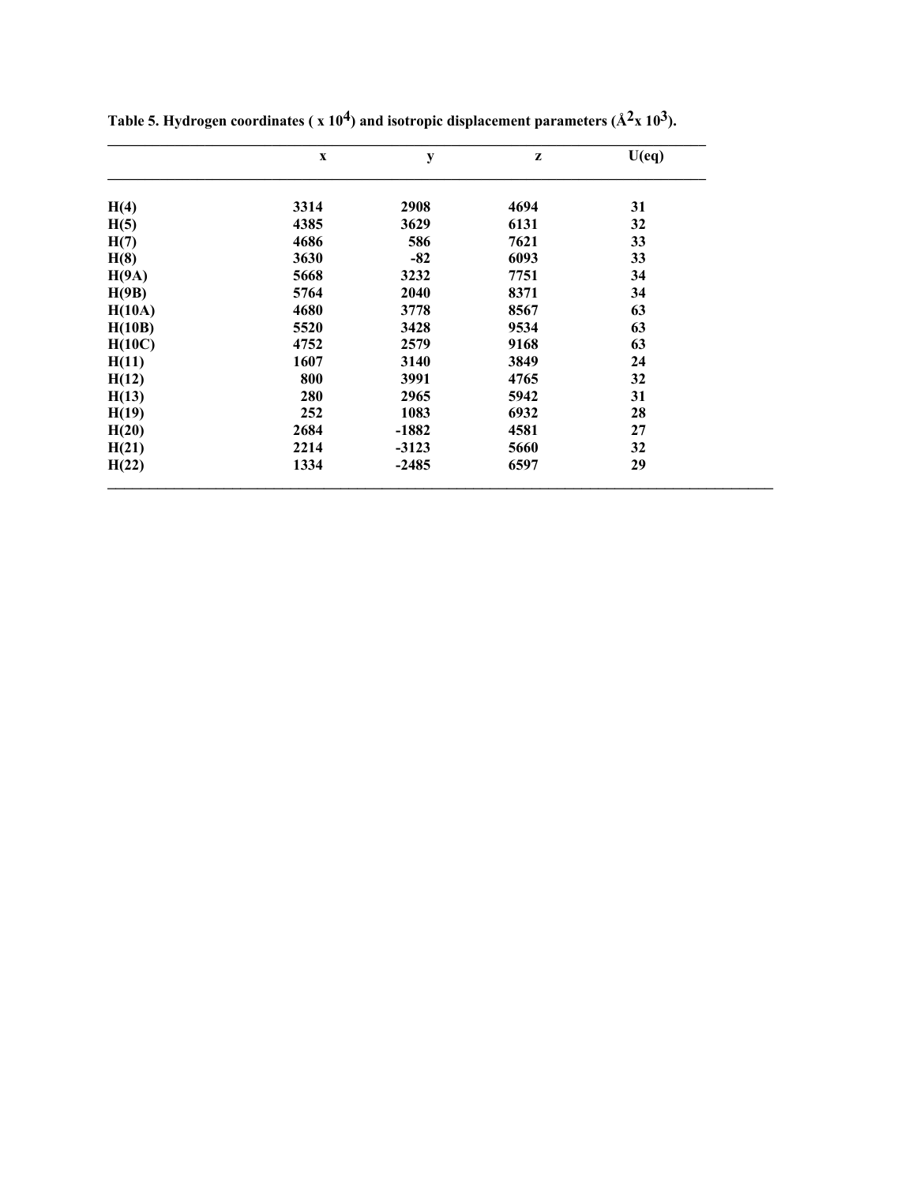**Table 5. Hydrogen coordinates ( x $10^4$) and isotropic displacement parameters ($Å^2$x $10^3$).**

| | x | y | z | U(eq) |
|---|---|---|---|---|
| H(4) | 3314 | 2908 | 4694 | 31 |
| H(5) | 4385 | 3629 | 6131 | 32 |
| H(7) | 4686 | 586 | 7621 | 33 |
| H(8) | 3630 | -82 | 6093 | 33 |
| H(9A) | 5668 | 3232 | 7751 | 34 |
| H(9B) | 5764 | 2040 | 8371 | 34 |
| H(10A) | 4680 | 3778 | 8567 | 63 |
| H(10B) | 5520 | 3428 | 9534 | 63 |
| H(10C) | 4752 | 2579 | 9168 | 63 |
| H(11) | 1607 | 3140 | 3849 | 24 |
| H(12) | 800 | 3991 | 4765 | 32 |
| H(13) | 280 | 2965 | 5942 | 31 |
| H(19) | 252 | 1083 | 6932 | 28 |
| H(20) | 2684 | -1882 | 4581 | 27 |
| H(21) | 2214 | -3123 | 5660 | 32 |
| H(22) | 1334 | -2485 | 6597 | 29 |